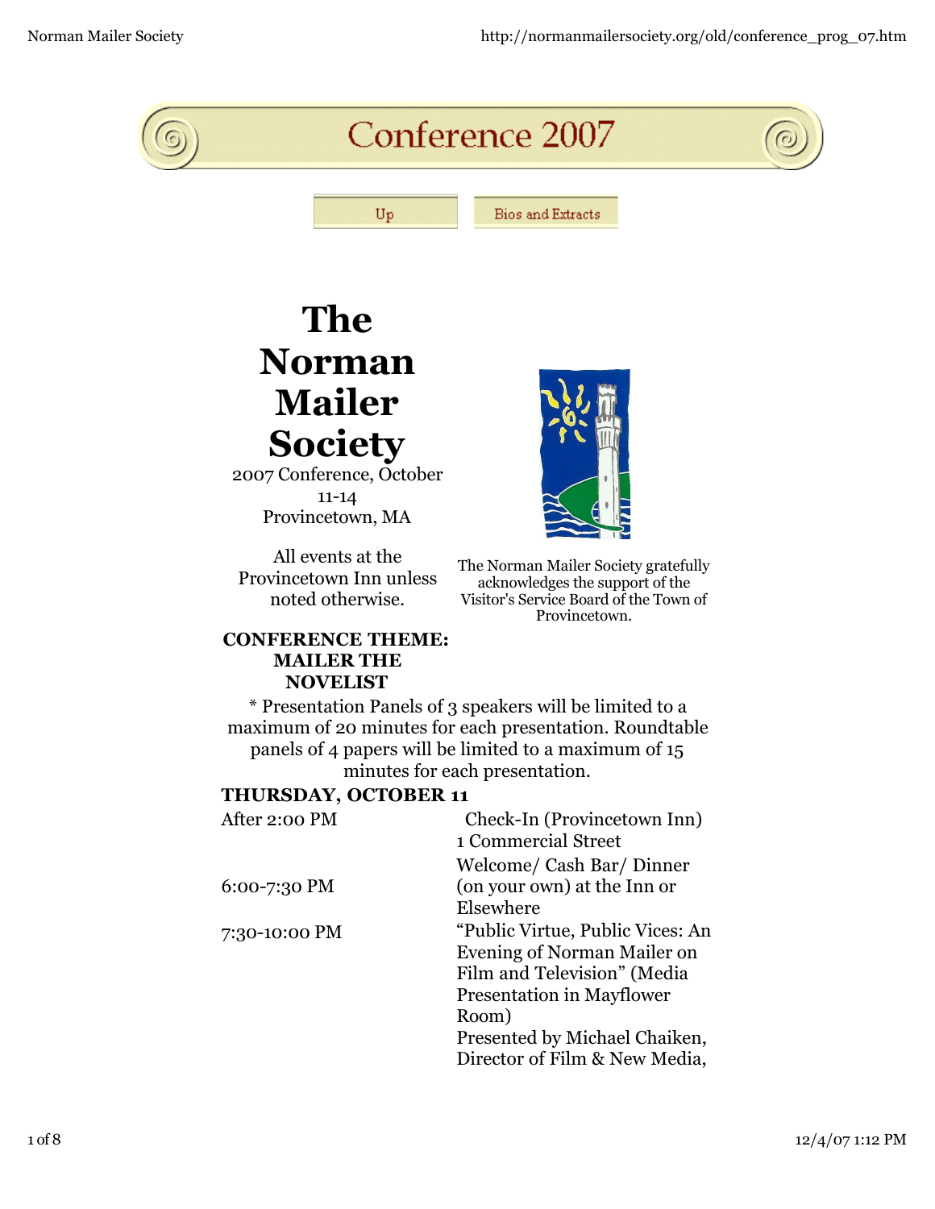# Conference 2007

Up | Bios and Extracts

# The Norman Mailer Society

2007 Conference, October 11-14
Provincetown, MA

All events at the Provincetown Inn unless noted otherwise.

The Norman Mailer Society gratefully acknowledges the support of the Visitor's Service Board of the Town of Provincetown.

**CONFERENCE THEME: MAILER THE NOVELIST**

* Presentation Panels of 3 speakers will be limited to a maximum of 20 minutes for each presentation. Roundtable panels of 4 papers will be limited to a maximum of 15 minutes for each presentation.

**THURSDAY, OCTOBER 11**

| | |
|---|---|
| After 2:00 PM | Check-In (Provincetown Inn) 1 Commercial Street |
| 6:00-7:30 PM | Welcome/ Cash Bar/ Dinner (on your own) at the Inn or Elsewhere |
| 7:30-10:00 PM | "Public Virtue, Public Vices: An Evening of Norman Mailer on Film and Television" (Media Presentation in Mayflower Room)<br>Presented by Michael Chaiken, Director of Film & New Media, |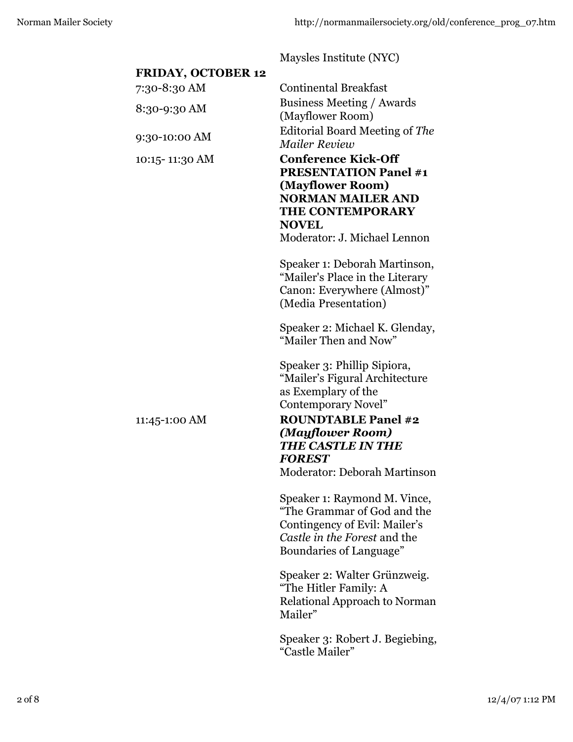Maysles Institute (NYC)

**FRIDAY, OCTOBER 12**

| | |
|---|---|
| 7:30-8:30 AM | Continental Breakfast |
| 8:30-9:30 AM | Business Meeting / Awards (Mayflower Room) |
| 9:30-10:00 AM | Editorial Board Meeting of *The Mailer Review* |
| 10:15- 11:30 AM | **Conference Kick-Off PRESENTATION Panel #1 (Mayflower Room) NORMAN MAILER AND THE CONTEMPORARY NOVEL**<br>Moderator: J. Michael Lennon<br><br>Speaker 1: Deborah Martinson, "Mailer's Place in the Literary Canon: Everywhere (Almost)" (Media Presentation)<br><br>Speaker 2: Michael K. Glenday, "Mailer Then and Now"<br><br>Speaker 3: Phillip Sipiora, "Mailer's Figural Architecture as Exemplary of the Contemporary Novel" |
| 11:45-1:00 AM | **ROUNDTABLE Panel #2 *(Mayflower Room) THE CASTLE IN THE FOREST***<br>Moderator: Deborah Martinson<br><br>Speaker 1: Raymond M. Vince, "The Grammar of God and the Contingency of Evil: Mailer's *Castle in the Forest* and the Boundaries of Language"<br><br>Speaker 2: Walter Grünzweig. "The Hitler Family: A Relational Approach to Norman Mailer"<br><br>Speaker 3: Robert J. Begiebing, "Castle Mailer" |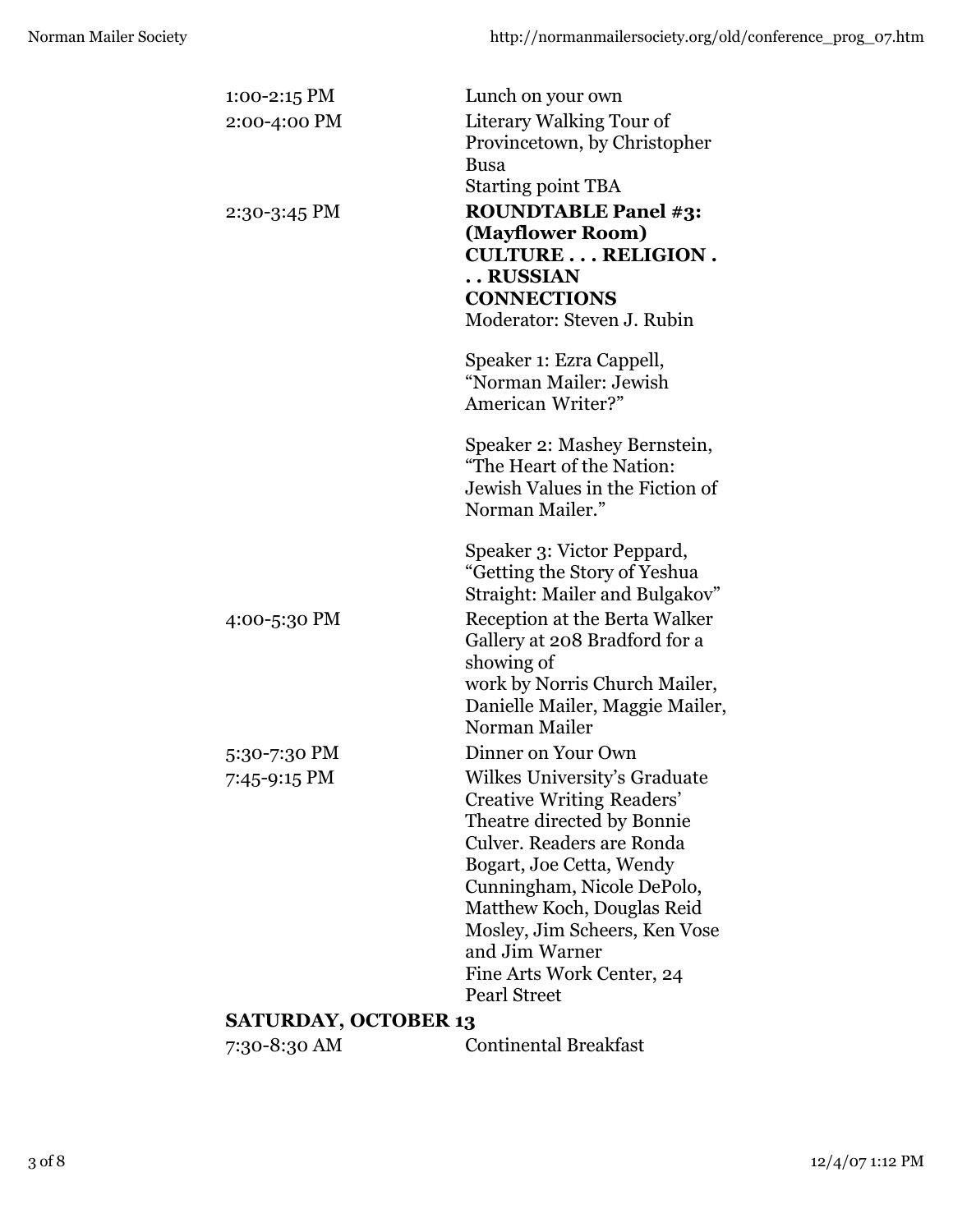| | |
|---|---|
| 1:00-2:15 PM | Lunch on your own |
| 2:00-4:00 PM | Literary Walking Tour of Provincetown, by Christopher Busa<br>Starting point TBA |
| 2:30-3:45 PM | **ROUNDTABLE Panel #3: (Mayflower Room) CULTURE . . . RELIGION . . . RUSSIAN CONNECTIONS**<br>Moderator: Steven J. Rubin<br><br>Speaker 1: Ezra Cappell, "Norman Mailer: Jewish American Writer?"<br><br>Speaker 2: Mashey Bernstein, "The Heart of the Nation: Jewish Values in the Fiction of Norman Mailer."<br><br>Speaker 3: Victor Peppard, "Getting the Story of Yeshua Straight: Mailer and Bulgakov" |
| 4:00-5:30 PM | Reception at the Berta Walker Gallery at 208 Bradford for a showing of work by Norris Church Mailer, Danielle Mailer, Maggie Mailer, Norman Mailer |
| 5:30-7:30 PM | Dinner on Your Own |
| 7:45-9:15 PM | Wilkes University's Graduate Creative Writing Readers' Theatre directed by Bonnie Culver. Readers are Ronda Bogart, Joe Cetta, Wendy Cunningham, Nicole DePolo, Matthew Koch, Douglas Reid Mosley, Jim Scheers, Ken Vose and Jim Warner<br>Fine Arts Work Center, 24 Pearl Street |

**SATURDAY, OCTOBER 13**

| | |
|---|---|
| 7:30-8:30 AM | Continental Breakfast |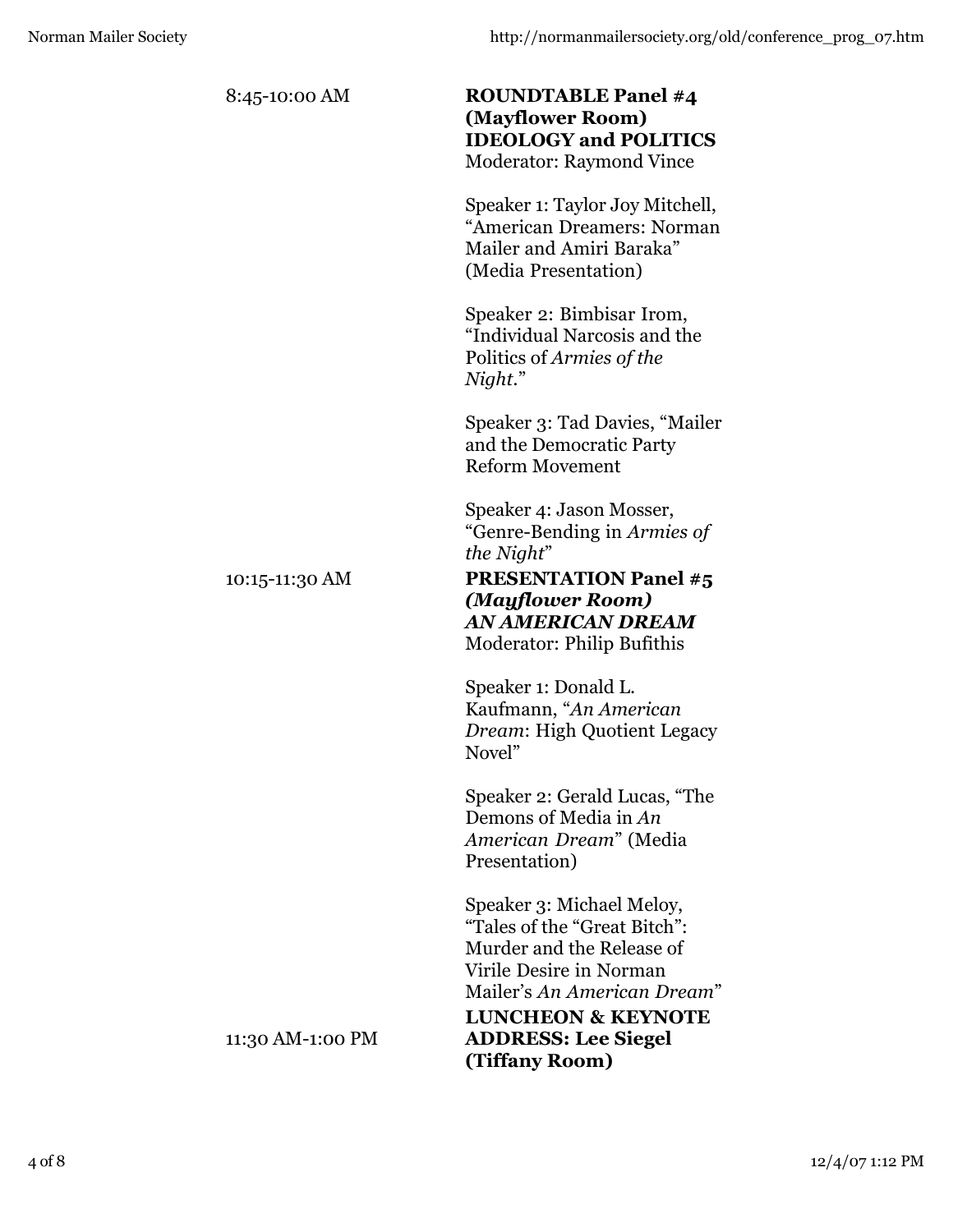8:45-10:00 AM

**ROUNDTABLE Panel #4 (Mayflower Room) IDEOLOGY and POLITICS**
Moderator: Raymond Vince

Speaker 1: Taylor Joy Mitchell, "American Dreamers: Norman Mailer and Amiri Baraka" (Media Presentation)

Speaker 2: Bimbisar Irom, "Individual Narcosis and the Politics of *Armies of the Night*."

Speaker 3: Tad Davies, "Mailer and the Democratic Party Reform Movement

Speaker 4: Jason Mosser, "Genre-Bending in *Armies of the Night*"

10:15-11:30 AM

**PRESENTATION Panel #5** ***(Mayflower Room) AN AMERICAN DREAM***
Moderator: Philip Bufithis

Speaker 1: Donald L. Kaufmann, "*An American Dream*: High Quotient Legacy Novel"

Speaker 2: Gerald Lucas, "The Demons of Media in *An American Dream*" (Media Presentation)

Speaker 3: Michael Meloy, "Tales of the "Great Bitch": Murder and the Release of Virile Desire in Norman Mailer's *An American Dream*"

11:30 AM-1:00 PM

**LUNCHEON & KEYNOTE ADDRESS: Lee Siegel (Tiffany Room)**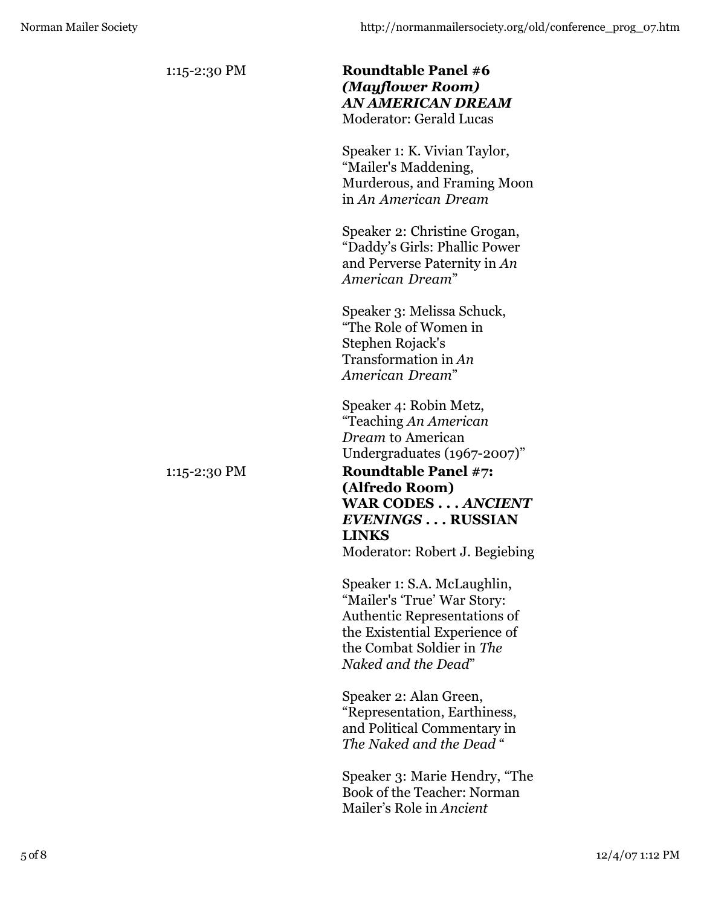1:15-2:30 PM

**Roundtable Panel #6**
***(Mayflower Room)***
***AN AMERICAN DREAM***
Moderator: Gerald Lucas

Speaker 1: K. Vivian Taylor, "Mailer's Maddening, Murderous, and Framing Moon in *An American Dream*

Speaker 2: Christine Grogan, "Daddy's Girls: Phallic Power and Perverse Paternity in *An American Dream*"

Speaker 3: Melissa Schuck, "The Role of Women in Stephen Rojack's Transformation in *An American Dream*"

Speaker 4: Robin Metz, "Teaching *An American Dream* to American Undergraduates (1967-2007)"

1:15-2:30 PM

**Roundtable Panel #7:**
**(Alfredo Room)**
**WAR CODES . . . *ANCIENT EVENINGS* . . . RUSSIAN LINKS**
Moderator: Robert J. Begiebing

Speaker 1: S.A. McLaughlin, "Mailer's 'True' War Story: Authentic Representations of the Existential Experience of the Combat Soldier in *The Naked and the Dead*"

Speaker 2: Alan Green, "Representation, Earthiness, and Political Commentary in *The Naked and the Dead* "

Speaker 3: Marie Hendry, "The Book of the Teacher: Norman Mailer's Role in *Ancient*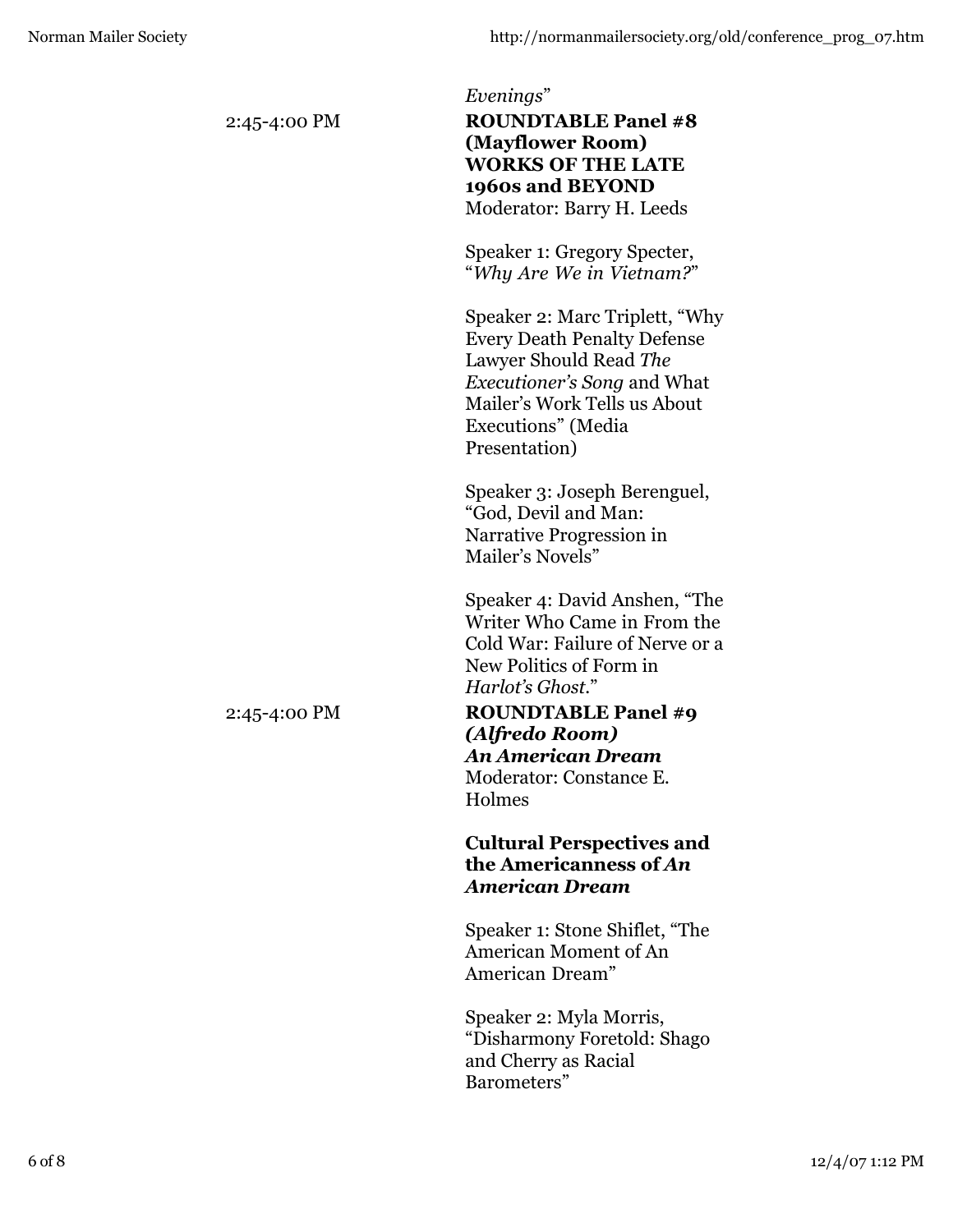*Evenings*"

2:45-4:00 PM

**ROUNDTABLE Panel #8**
**(Mayflower Room)**
**WORKS OF THE LATE 1960s and BEYOND**
Moderator: Barry H. Leeds

Speaker 1: Gregory Specter, "*Why Are We in Vietnam?*"

Speaker 2: Marc Triplett, "Why Every Death Penalty Defense Lawyer Should Read *The Executioner's Song* and What Mailer's Work Tells us About Executions" (Media Presentation)

Speaker 3: Joseph Berenguel, "God, Devil and Man: Narrative Progression in Mailer's Novels"

Speaker 4: David Anshen, "The Writer Who Came in From the Cold War: Failure of Nerve or a New Politics of Form in *Harlot's Ghost*."

2:45-4:00 PM

**ROUNDTABLE Panel #9**
***(Alfredo Room)***
***An American Dream***
Moderator: Constance E. Holmes

**Cultural Perspectives and the Americanness of *An American Dream***

Speaker 1: Stone Shiflet, "The American Moment of An American Dream"

Speaker 2: Myla Morris, "Disharmony Foretold: Shago and Cherry as Racial Barometers"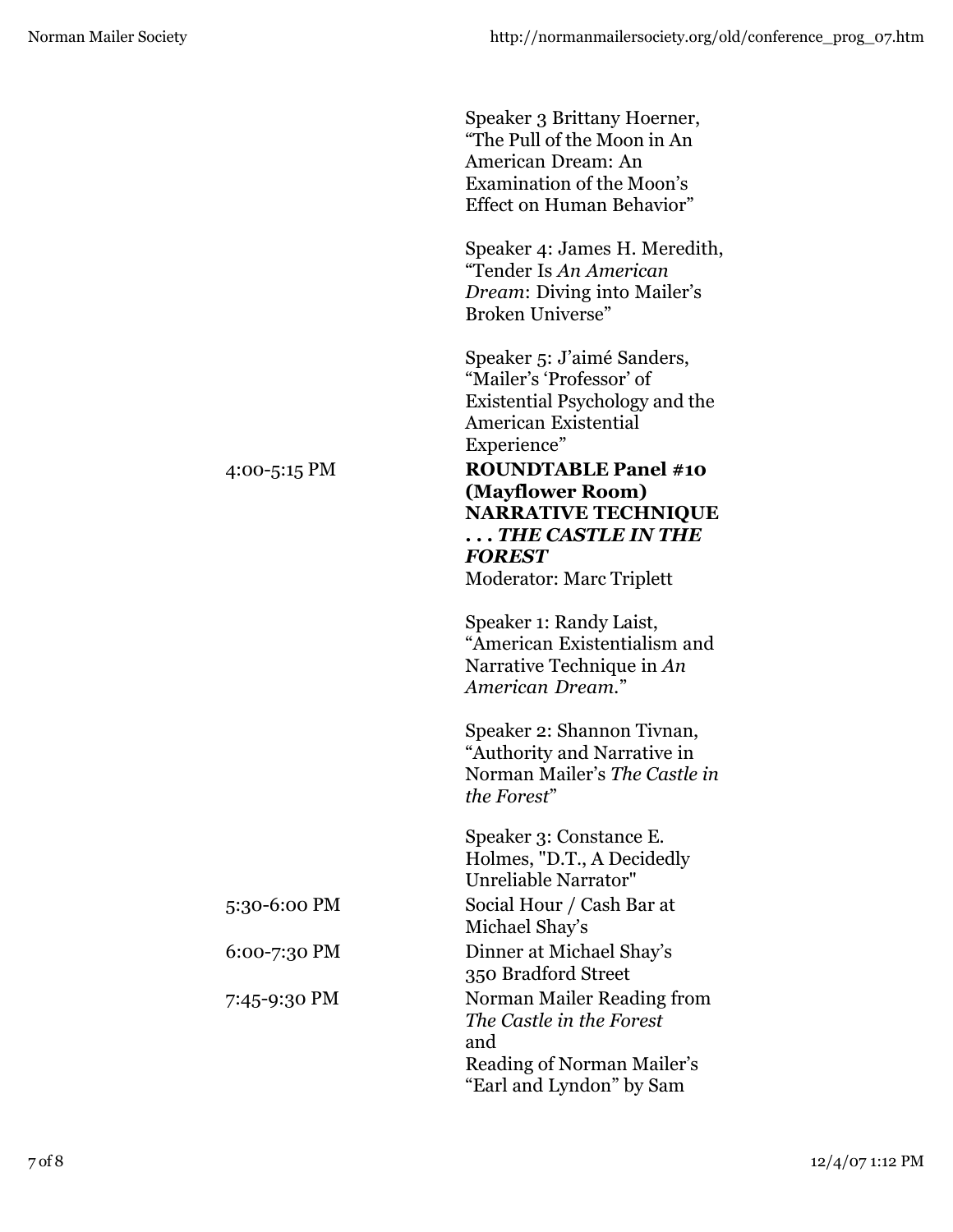| | |
|---|---|
| | Speaker 3 Brittany Hoerner, “The Pull of the Moon in An American Dream: An Examination of the Moon’s Effect on Human Behavior” |
| | Speaker 4: James H. Meredith, “Tender Is *An American Dream*: Diving into Mailer’s Broken Universe” |
| | Speaker 5: J’aimé Sanders, “Mailer’s ‘Professor’ of Existential Psychology and the American Existential Experience” |
| 4:00-5:15 PM | **ROUNDTABLE Panel #10 (Mayflower Room) NARRATIVE TECHNIQUE . . . *THE CASTLE IN THE FOREST*** Moderator: Marc Triplett |
| | Speaker 1: Randy Laist, “American Existentialism and Narrative Technique in *An American Dream*.” |
| | Speaker 2: Shannon Tivnan, “Authority and Narrative in Norman Mailer’s *The Castle in the Forest*” |
| | Speaker 3: Constance E. Holmes, "D.T., A Decidedly Unreliable Narrator" |
| 5:30-6:00 PM | Social Hour / Cash Bar at Michael Shay’s |
| 6:00-7:30 PM | Dinner at Michael Shay’s 350 Bradford Street |
| 7:45-9:30 PM | Norman Mailer Reading from *The Castle in the Forest* and Reading of Norman Mailer’s “Earl and Lyndon” by Sam |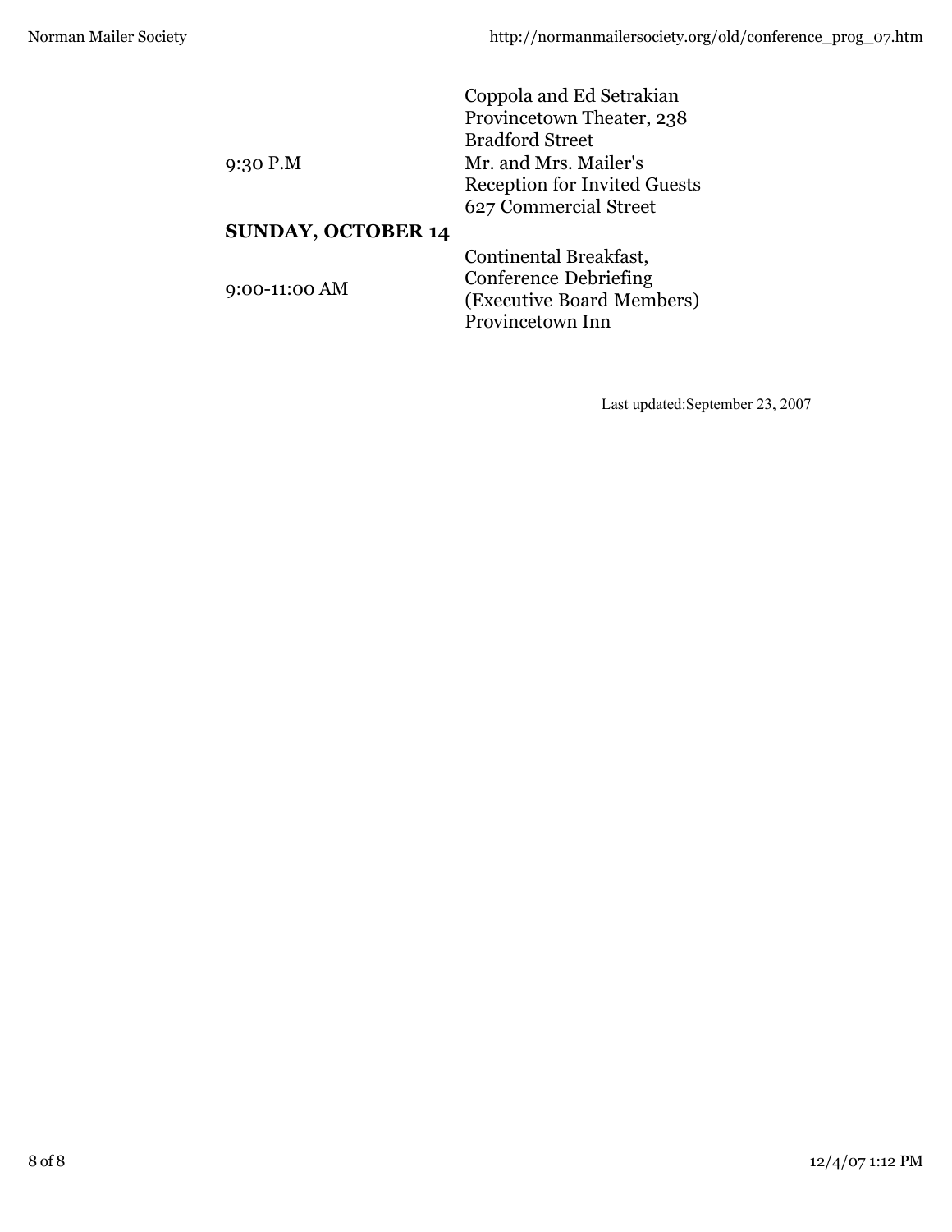| | |
|---|---|
| | Coppola and Ed Setrakian<br>Provincetown Theater, 238 Bradford Street |
| 9:30 P.M | Mr. and Mrs. Mailer's Reception for Invited Guests<br>627 Commercial Street |
| **SUNDAY, OCTOBER 14** | |
| 9:00-11:00 AM | Continental Breakfast, Conference Debriefing (Executive Board Members)<br>Provincetown Inn |

Last updated:September 23, 2007